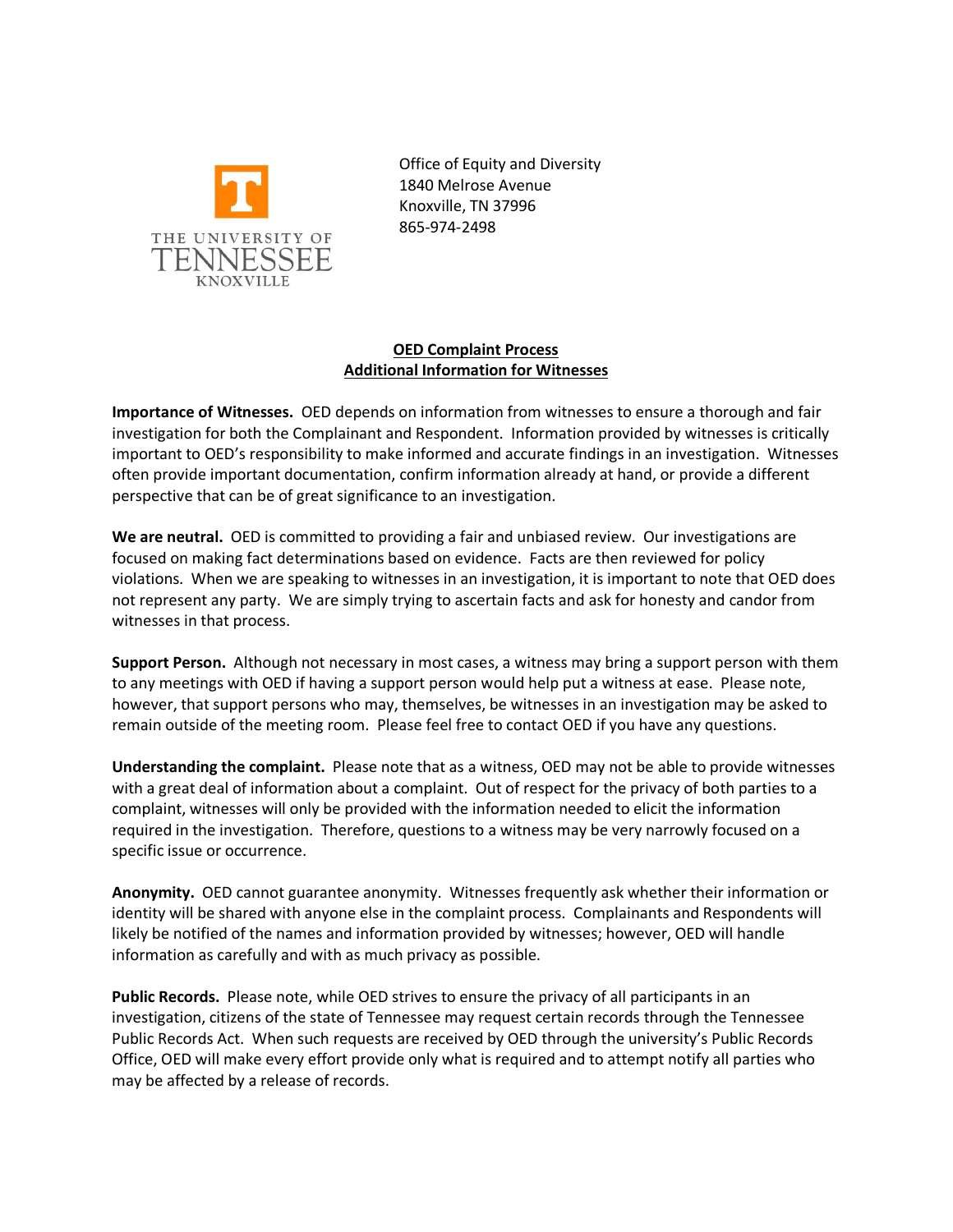THE UNIVERSITY OF TENNESSEE KNOXVILLE

Office of Equity and Diversity
1840 Melrose Avenue
Knoxville, TN 37996
865-974-2498

# OED Complaint Process
## Additional Information for Witnesses

**Importance of Witnesses.** OED depends on information from witnesses to ensure a thorough and fair investigation for both the Complainant and Respondent. Information provided by witnesses is critically important to OED's responsibility to make informed and accurate findings in an investigation. Witnesses often provide important documentation, confirm information already at hand, or provide a different perspective that can be of great significance to an investigation.

**We are neutral.** OED is committed to providing a fair and unbiased review. Our investigations are focused on making fact determinations based on evidence. Facts are then reviewed for policy violations. When we are speaking to witnesses in an investigation, it is important to note that OED does not represent any party. We are simply trying to ascertain facts and ask for honesty and candor from witnesses in that process.

**Support Person.** Although not necessary in most cases, a witness may bring a support person with them to any meetings with OED if having a support person would help put a witness at ease. Please note, however, that support persons who may, themselves, be witnesses in an investigation may be asked to remain outside of the meeting room. Please feel free to contact OED if you have any questions.

**Understanding the complaint.** Please note that as a witness, OED may not be able to provide witnesses with a great deal of information about a complaint. Out of respect for the privacy of both parties to a complaint, witnesses will only be provided with the information needed to elicit the information required in the investigation. Therefore, questions to a witness may be very narrowly focused on a specific issue or occurrence.

**Anonymity.** OED cannot guarantee anonymity. Witnesses frequently ask whether their information or identity will be shared with anyone else in the complaint process. Complainants and Respondents will likely be notified of the names and information provided by witnesses; however, OED will handle information as carefully and with as much privacy as possible.

**Public Records.** Please note, while OED strives to ensure the privacy of all participants in an investigation, citizens of the state of Tennessee may request certain records through the Tennessee Public Records Act. When such requests are received by OED through the university's Public Records Office, OED will make every effort provide only what is required and to attempt notify all parties who may be affected by a release of records.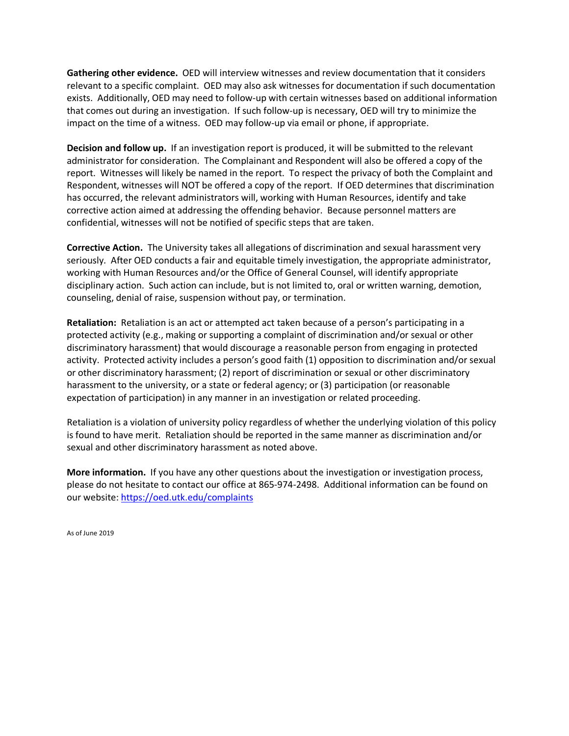**Gathering other evidence.** OED will interview witnesses and review documentation that it considers relevant to a specific complaint. OED may also ask witnesses for documentation if such documentation exists. Additionally, OED may need to follow-up with certain witnesses based on additional information that comes out during an investigation. If such follow-up is necessary, OED will try to minimize the impact on the time of a witness. OED may follow-up via email or phone, if appropriate.

**Decision and follow up.** If an investigation report is produced, it will be submitted to the relevant administrator for consideration. The Complainant and Respondent will also be offered a copy of the report. Witnesses will likely be named in the report. To respect the privacy of both the Complaint and Respondent, witnesses will NOT be offered a copy of the report. If OED determines that discrimination has occurred, the relevant administrators will, working with Human Resources, identify and take corrective action aimed at addressing the offending behavior. Because personnel matters are confidential, witnesses will not be notified of specific steps that are taken.

**Corrective Action.** The University takes all allegations of discrimination and sexual harassment very seriously. After OED conducts a fair and equitable timely investigation, the appropriate administrator, working with Human Resources and/or the Office of General Counsel, will identify appropriate disciplinary action. Such action can include, but is not limited to, oral or written warning, demotion, counseling, denial of raise, suspension without pay, or termination.

**Retaliation:** Retaliation is an act or attempted act taken because of a person's participating in a protected activity (e.g., making or supporting a complaint of discrimination and/or sexual or other discriminatory harassment) that would discourage a reasonable person from engaging in protected activity. Protected activity includes a person's good faith (1) opposition to discrimination and/or sexual or other discriminatory harassment; (2) report of discrimination or sexual or other discriminatory harassment to the university, or a state or federal agency; or (3) participation (or reasonable expectation of participation) in any manner in an investigation or related proceeding.

Retaliation is a violation of university policy regardless of whether the underlying violation of this policy is found to have merit. Retaliation should be reported in the same manner as discrimination and/or sexual and other discriminatory harassment as noted above.

**More information.** If you have any other questions about the investigation or investigation process, please do not hesitate to contact our office at 865-974-2498. Additional information can be found on our website: https://oed.utk.edu/complaints

As of June 2019